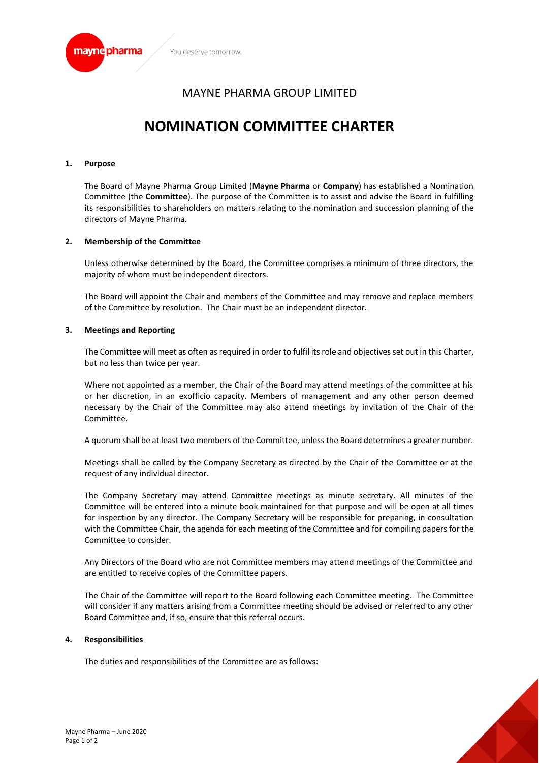# MAYNE PHARMA GROUP LIMITED

# NOMINATION COMMITTEE CHARTER

## 1. Purpose

The Board of Mayne Pharma Group Limited (**Mayne Pharma** or **Company**) has established a Nomination Committee (the **Committee**). The purpose of the Committee is to assist and advise the Board in fulfilling its responsibilities to shareholders on matters relating to the nomination and succession planning of the directors of Mayne Pharma.

## 2. Membership of the Committee

Unless otherwise determined by the Board, the Committee comprises a minimum of three directors, the majority of whom must be independent directors.

The Board will appoint the Chair and members of the Committee and may remove and replace members of the Committee by resolution. The Chair must be an independent director.

## 3. Meetings and Reporting

The Committee will meet as often as required in order to fulfil its role and objectives set out in this Charter, but no less than twice per year.

Where not appointed as a member, the Chair of the Board may attend meetings of the committee at his or her discretion, in an exofficio capacity. Members of management and any other person deemed necessary by the Chair of the Committee may also attend meetings by invitation of the Chair of the Committee.

A quorum shall be at least two members of the Committee, unless the Board determines a greater number.

Meetings shall be called by the Company Secretary as directed by the Chair of the Committee or at the request of any individual director.

The Company Secretary may attend Committee meetings as minute secretary. All minutes of the Committee will be entered into a minute book maintained for that purpose and will be open at all times for inspection by any director. The Company Secretary will be responsible for preparing, in consultation with the Committee Chair, the agenda for each meeting of the Committee and for compiling papers for the Committee to consider.

Any Directors of the Board who are not Committee members may attend meetings of the Committee and are entitled to receive copies of the Committee papers.

The Chair of the Committee will report to the Board following each Committee meeting. The Committee will consider if any matters arising from a Committee meeting should be advised or referred to any other Board Committee and, if so, ensure that this referral occurs.

## 4. Responsibilities

The duties and responsibilities of the Committee are as follows: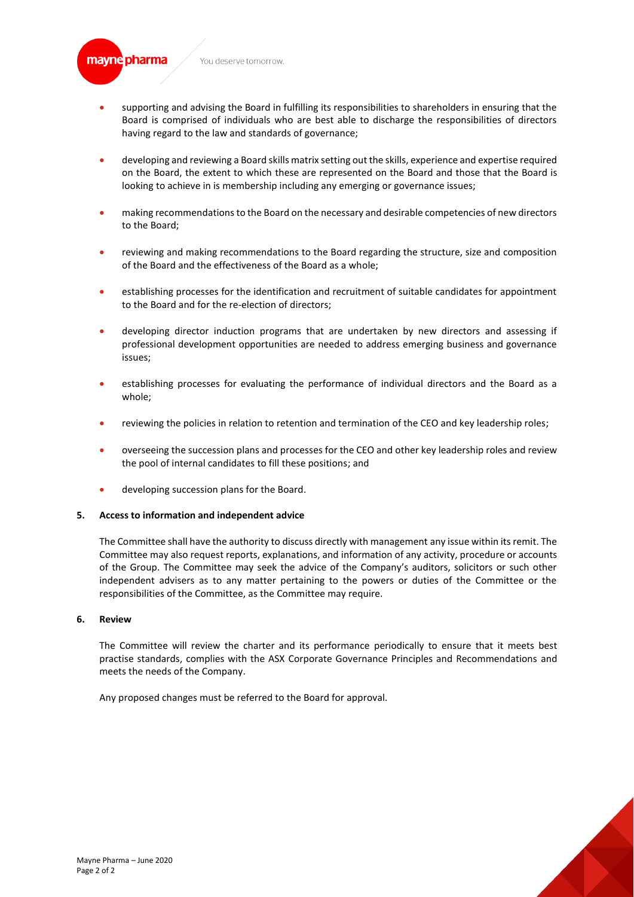- supporting and advising the Board in fulfilling its responsibilities to shareholders in ensuring that the Board is comprised of individuals who are best able to discharge the responsibilities of directors having regard to the law and standards of governance;
- developing and reviewing a Board skills matrix setting out the skills, experience and expertise required on the Board, the extent to which these are represented on the Board and those that the Board is looking to achieve in is membership including any emerging or governance issues;
- making recommendations to the Board on the necessary and desirable competencies of new directors to the Board;
- reviewing and making recommendations to the Board regarding the structure, size and composition of the Board and the effectiveness of the Board as a whole;
- establishing processes for the identification and recruitment of suitable candidates for appointment to the Board and for the re-election of directors;
- developing director induction programs that are undertaken by new directors and assessing if professional development opportunities are needed to address emerging business and governance issues;
- establishing processes for evaluating the performance of individual directors and the Board as a whole;
- reviewing the policies in relation to retention and termination of the CEO and key leadership roles;
- overseeing the succession plans and processes for the CEO and other key leadership roles and review the pool of internal candidates to fill these positions; and
- developing succession plans for the Board.

**5. Access to information and independent advice**

The Committee shall have the authority to discuss directly with management any issue within its remit. The Committee may also request reports, explanations, and information of any activity, procedure or accounts of the Group. The Committee may seek the advice of the Company's auditors, solicitors or such other independent advisers as to any matter pertaining to the powers or duties of the Committee or the responsibilities of the Committee, as the Committee may require.

**6. Review**

The Committee will review the charter and its performance periodically to ensure that it meets best practise standards, complies with the ASX Corporate Governance Principles and Recommendations and meets the needs of the Company.

Any proposed changes must be referred to the Board for approval.